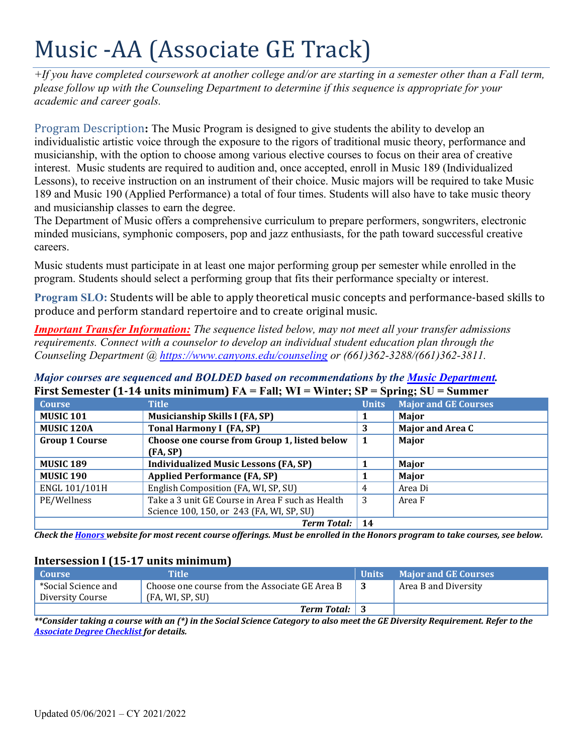# Music -AA (Associate GE Track)

*+If you have completed coursework at another college and/or are starting in a semester other than a Fall term, please follow up with the Counseling Department to determine if this sequence is appropriate for your academic and career goals.*

**Program Description:** The Music Program is designed to give students the ability to develop an individualistic artistic voice through the exposure to the rigors of traditional music theory, performance and musicianship, with the option to choose among various elective courses to focus on their area of creative interest. Music students are required to audition and, once accepted, enroll in Music 189 (Individualized Lessons), to receive instruction on an instrument of their choice. Music majors will be required to take Music 189 and Music 190 (Applied Performance) a total of four times. Students will also have to take music theory and musicianship classes to earn the degree.

The Department of Music offers a comprehensive curriculum to prepare performers, songwriters, electronic minded musicians, symphonic composers, pop and jazz enthusiasts, for the path toward successful creative careers.

Music students must participate in at least one major performing group per semester while enrolled in the program. Students should select a performing group that fits their performance specialty or interest.

**Program SLO:** Students will be able to apply theoretical music concepts and performance-based skills to produce and perform standard repertoire and to create original music.

***Important Transfer Information:*** *The sequence listed below, may not meet all your transfer admissions requirements. Connect with a counselor to develop an individual student education plan through the Counseling Department @ https://www.canyons.edu/counseling or (661)362-3288/(661)362-3811.*

***Major courses are sequenced and BOLDED based on recommendations by the Music Department.***

**First Semester (1-14 units minimum) FA = Fall; WI = Winter; SP = Spring; SU = Summer**

| Course | Title | Units | Major and GE Courses |
|---|---|---|---|
| **MUSIC 101** | **Musicianship Skills I (FA, SP)** | **1** | **Major** |
| **MUSIC 120A** | **Tonal Harmony I (FA, SP)** | **3** | **Major and Area C** |
| **Group 1 Course** | **Choose one course from Group 1, listed below (FA, SP)** | **1** | **Major** |
| **MUSIC 189** | **Individualized Music Lessons (FA, SP)** | **1** | **Major** |
| **MUSIC 190** | **Applied Performance (FA, SP)** | **1** | **Major** |
| ENGL 101/101H | English Composition (FA, WI, SP, SU) | 4 | Area Di |
| PE/Wellness | Take a 3 unit GE Course in Area F such as Health Science 100, 150, or 243 (FA, WI, SP, SU) | 3 | Area F |
| | ***Term Total:*** | **14** | |

***Check the Honors website for most recent course offerings. Must be enrolled in the Honors program to take courses, see below.***

### Intersession I (15-17 units minimum)

| Course | Title | Units | Major and GE Courses |
|---|---|---|---|
| *Social Science and Diversity Course | Choose one course from the Associate GE Area B (FA, WI, SP, SU) | 3 | Area B and Diversity |
| | ***Term Total:*** | **3** | |

***\*\*Consider taking a course with an (\*) in the Social Science Category to also meet the GE Diversity Requirement. Refer to the Associate Degree Checklist for details.***

Updated 05/06/2021 – CY 2021/2022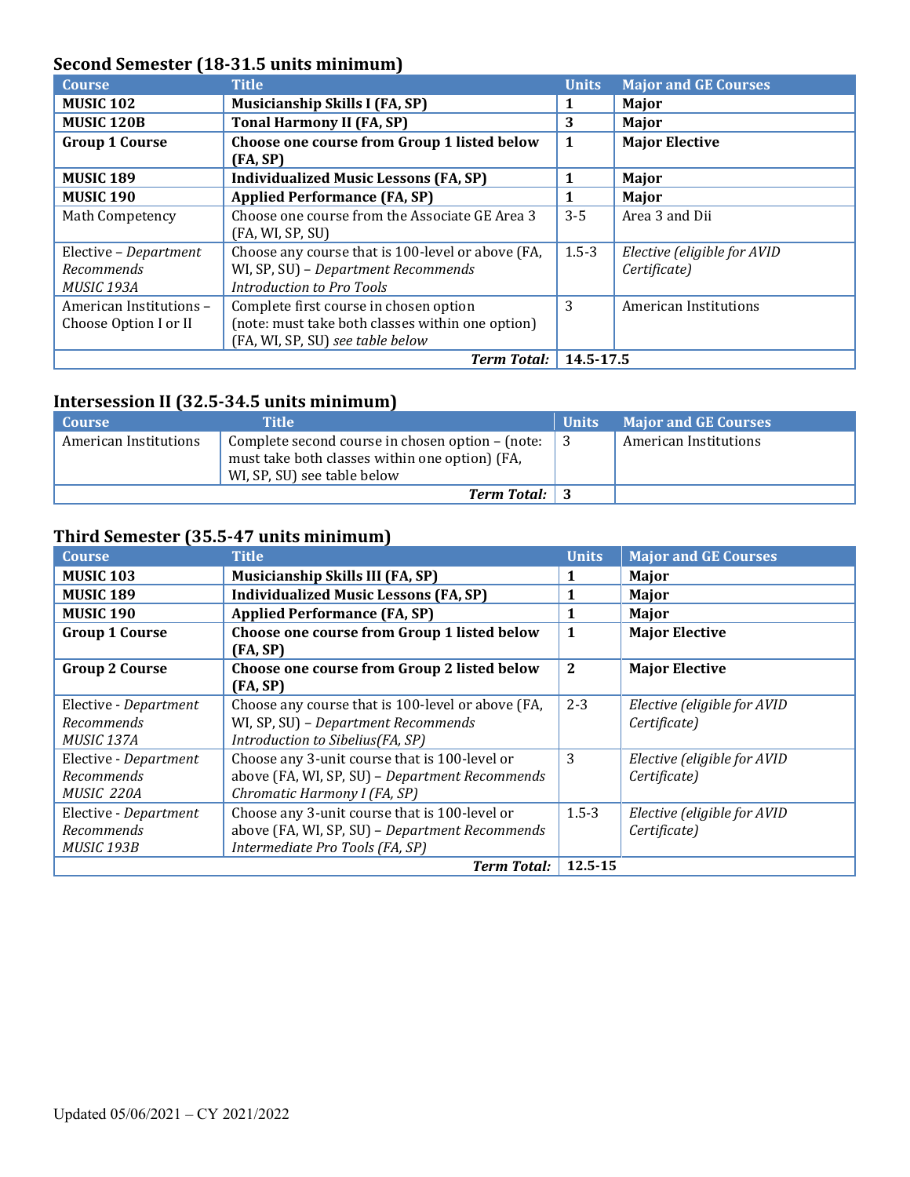### Second Semester (18-31.5 units minimum)

| Course | Title | Units | Major and GE Courses |
|---|---|---|---|
| **MUSIC 102** | **Musicianship Skills I (FA, SP)** | **1** | **Major** |
| **MUSIC 120B** | **Tonal Harmony II (FA, SP)** | **3** | **Major** |
| **Group 1 Course** | **Choose one course from Group 1 listed below (FA, SP)** | **1** | **Major Elective** |
| **MUSIC 189** | **Individualized Music Lessons (FA, SP)** | **1** | **Major** |
| **MUSIC 190** | **Applied Performance (FA, SP)** | **1** | **Major** |
| Math Competency | Choose one course from the Associate GE Area 3 (FA, WI, SP, SU) | 3-5 | Area 3 and Dii |
| Elective – *Department Recommends MUSIC 193A* | Choose any course that is 100-level or above (FA, WI, SP, SU) – *Department Recommends Introduction to Pro Tools* | 1.5-3 | *Elective (eligible for AVID Certificate)* |
| American Institutions – Choose Option I or II | Complete first course in chosen option (note: must take both classes within one option) (FA, WI, SP, SU) *see table below* | 3 | American Institutions |
| | ***Term Total:*** | **14.5-17.5** | |

### Intersession II (32.5-34.5 units minimum)

| Course | Title | Units | Major and GE Courses |
|---|---|---|---|
| American Institutions | Complete second course in chosen option – (note: must take both classes within one option) (FA, WI, SP, SU) see table below | 3 | American Institutions |
| | ***Term Total:*** | **3** | |

### Third Semester (35.5-47 units minimum)

| Course | Title | Units | Major and GE Courses |
|---|---|---|---|
| **MUSIC 103** | **Musicianship Skills III (FA, SP)** | **1** | **Major** |
| **MUSIC 189** | **Individualized Music Lessons (FA, SP)** | **1** | **Major** |
| **MUSIC 190** | **Applied Performance (FA, SP)** | **1** | **Major** |
| **Group 1 Course** | **Choose one course from Group 1 listed below (FA, SP)** | **1** | **Major Elective** |
| **Group 2 Course** | **Choose one course from Group 2 listed below (FA, SP)** | **2** | **Major Elective** |
| Elective - *Department Recommends MUSIC 137A* | Choose any course that is 100-level or above (FA, WI, SP, SU) – *Department Recommends Introduction to Sibelius(FA, SP)* | 2-3 | *Elective (eligible for AVID Certificate)* |
| Elective - *Department Recommends MUSIC 220A* | Choose any 3-unit course that is 100-level or above (FA, WI, SP, SU) – *Department Recommends Chromatic Harmony I (FA, SP)* | 3 | *Elective (eligible for AVID Certificate)* |
| Elective - *Department Recommends MUSIC 193B* | Choose any 3-unit course that is 100-level or above (FA, WI, SP, SU) – *Department Recommends Intermediate Pro Tools (FA, SP)* | 1.5-3 | *Elective (eligible for AVID Certificate)* |
| | ***Term Total:*** | **12.5-15** | |

Updated 05/06/2021 – CY 2021/2022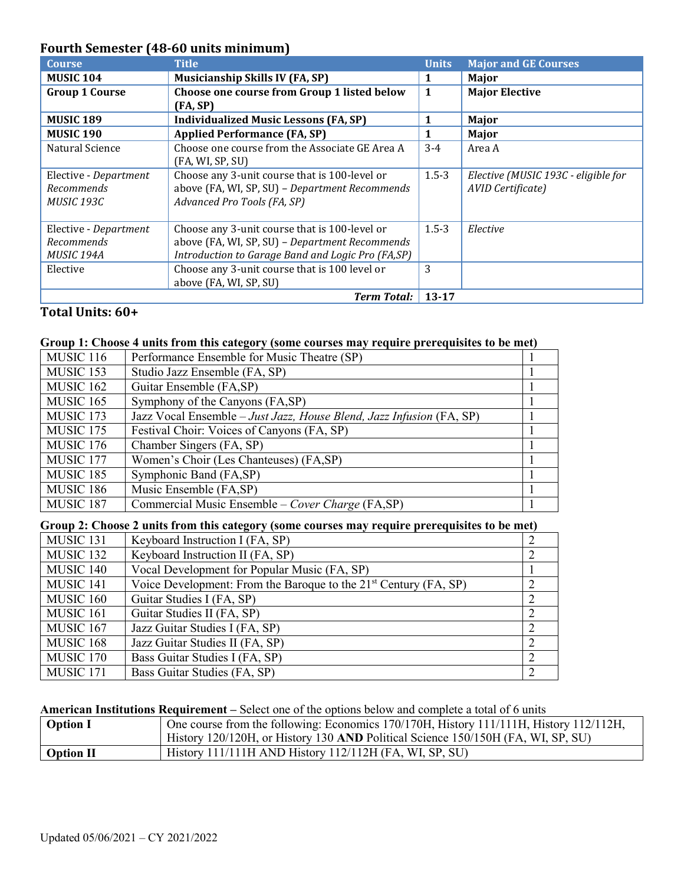## Fourth Semester (48-60 units minimum)

| Course | Title | Units | Major and GE Courses |
|---|---|---|---|
| **MUSIC 104** | **Musicianship Skills IV (FA, SP)** | **1** | **Major** |
| **Group 1 Course** | **Choose one course from Group 1 listed below (FA, SP)** | **1** | **Major Elective** |
| **MUSIC 189** | **Individualized Music Lessons (FA, SP)** | **1** | **Major** |
| **MUSIC 190** | **Applied Performance (FA, SP)** | **1** | **Major** |
| Natural Science | Choose one course from the Associate GE Area A (FA, WI, SP, SU) | 3-4 | Area A |
| Elective - *Department Recommends MUSIC 193C* | Choose any 3-unit course that is 100-level or above (FA, WI, SP, SU) – *Department Recommends Advanced Pro Tools (FA, SP)* | 1.5-3 | *Elective (MUSIC 193C - eligible for AVID Certificate)* |
| Elective - *Department Recommends MUSIC 194A* | Choose any 3-unit course that is 100-level or above (FA, WI, SP, SU) – *Department Recommends Introduction to Garage Band and Logic Pro (FA,SP)* | 1.5-3 | *Elective* |
| Elective | Choose any 3-unit course that is 100 level or above (FA, WI, SP, SU) | 3 | |
| | ***Term Total:*** | **13-17** | |

**Total Units: 60+**

**Group 1: Choose 4 units from this category (some courses may require prerequisites to be met)**

| | | |
|---|---|---|
| MUSIC 116 | Performance Ensemble for Music Theatre (SP) | 1 |
| MUSIC 153 | Studio Jazz Ensemble (FA, SP) | 1 |
| MUSIC 162 | Guitar Ensemble (FA,SP) | 1 |
| MUSIC 165 | Symphony of the Canyons (FA,SP) | 1 |
| MUSIC 173 | Jazz Vocal Ensemble – *Just Jazz, House Blend, Jazz Infusion* (FA, SP) | 1 |
| MUSIC 175 | Festival Choir: Voices of Canyons (FA, SP) | 1 |
| MUSIC 176 | Chamber Singers (FA, SP) | 1 |
| MUSIC 177 | Women's Choir (Les Chanteuses) (FA,SP) | 1 |
| MUSIC 185 | Symphonic Band (FA,SP) | 1 |
| MUSIC 186 | Music Ensemble (FA,SP) | 1 |
| MUSIC 187 | Commercial Music Ensemble – *Cover Charge* (FA,SP) | 1 |

**Group 2: Choose 2 units from this category (some courses may require prerequisites to be met)**

| | | |
|---|---|---|
| MUSIC 131 | Keyboard Instruction I (FA, SP) | 2 |
| MUSIC 132 | Keyboard Instruction II (FA, SP) | 2 |
| MUSIC 140 | Vocal Development for Popular Music (FA, SP) | 1 |
| MUSIC 141 | Voice Development: From the Baroque to the 21st Century (FA, SP) | 2 |
| MUSIC 160 | Guitar Studies I (FA, SP) | 2 |
| MUSIC 161 | Guitar Studies II (FA, SP) | 2 |
| MUSIC 167 | Jazz Guitar Studies I (FA, SP) | 2 |
| MUSIC 168 | Jazz Guitar Studies II (FA, SP) | 2 |
| MUSIC 170 | Bass Guitar Studies I (FA, SP) | 2 |
| MUSIC 171 | Bass Guitar Studies (FA, SP) | 2 |

**American Institutions Requirement** – Select one of the options below and complete a total of 6 units

| | |
|---|---|
| **Option I** | One course from the following: Economics 170/170H, History 111/111H, History 112/112H, History 120/120H, or History 130 **AND** Political Science 150/150H (FA, WI, SP, SU) |
| **Option II** | History 111/111H AND History 112/112H (FA, WI, SP, SU) |

Updated 05/06/2021 – CY 2021/2022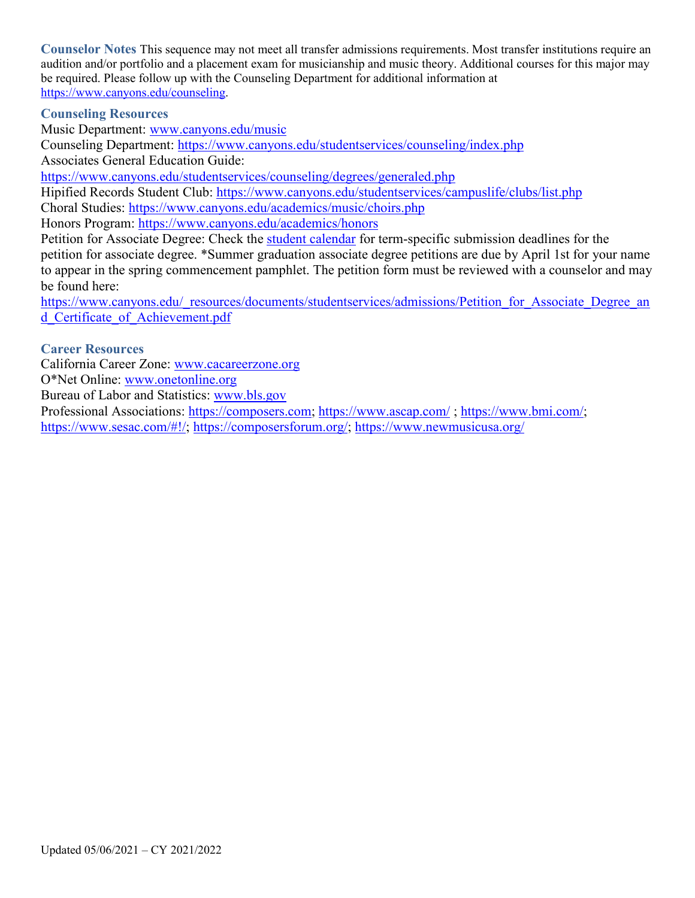**Counselor Notes** This sequence may not meet all transfer admissions requirements. Most transfer institutions require an audition and/or portfolio and a placement exam for musicianship and music theory. Additional courses for this major may be required. Please follow up with the Counseling Department for additional information at https://www.canyons.edu/counseling.

### Counseling Resources

Music Department: www.canyons.edu/music
Counseling Department: https://www.canyons.edu/studentservices/counseling/index.php
Associates General Education Guide:
https://www.canyons.edu/studentservices/counseling/degrees/generaled.php
Hipified Records Student Club: https://www.canyons.edu/studentservices/campuslife/clubs/list.php
Choral Studies: https://www.canyons.edu/academics/music/choirs.php
Honors Program: https://www.canyons.edu/academics/honors
Petition for Associate Degree: Check the student calendar for term-specific submission deadlines for the petition for associate degree. *Summer graduation associate degree petitions are due by April 1st for your name to appear in the spring commencement pamphlet. The petition form must be reviewed with a counselor and may be found here:
https://www.canyons.edu/_resources/documents/studentservices/admissions/Petition_for_Associate_Degree_and_Certificate_of_Achievement.pdf

### Career Resources

California Career Zone: www.cacareerzone.org
O*Net Online: www.onetonline.org
Bureau of Labor and Statistics: www.bls.gov
Professional Associations: https://composers.com; https://www.ascap.com/ ; https://www.bmi.com/; https://www.sesac.com/#!/; https://composersforum.org/; https://www.newmusicusa.org/

Updated 05/06/2021 – CY 2021/2022